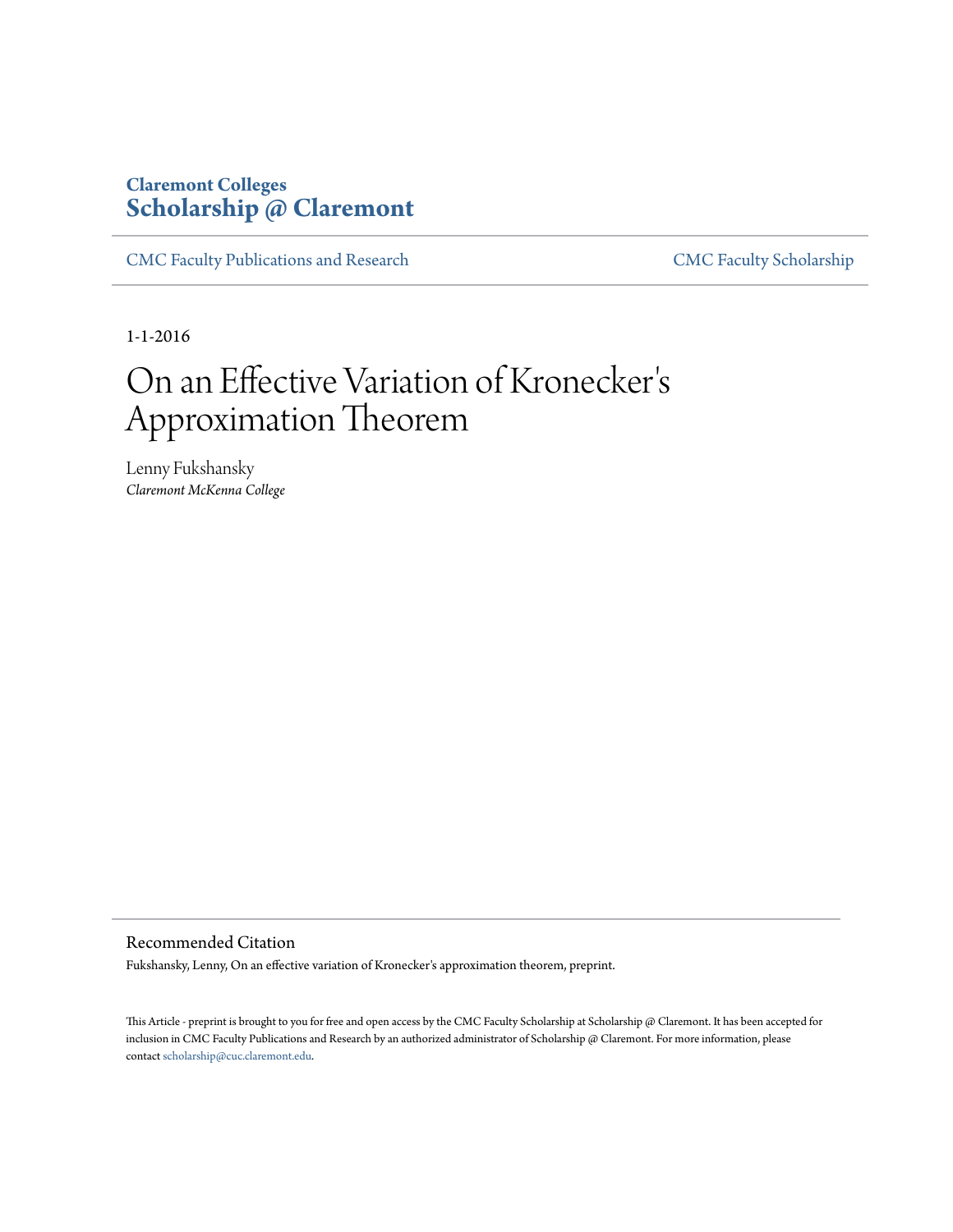Claremont Colleges
**Scholarship @ Claremont**

CMC Faculty Publications and Research | CMC Faculty Scholarship

1-1-2016

# On an Effective Variation of Kronecker's Approximation Theorem

Lenny Fukshansky
*Claremont McKenna College*

## Recommended Citation

Fukshansky, Lenny, On an effective variation of Kronecker's approximation theorem, preprint.

This Article - preprint is brought to you for free and open access by the CMC Faculty Scholarship at Scholarship @ Claremont. It has been accepted for inclusion in CMC Faculty Publications and Research by an authorized administrator of Scholarship @ Claremont. For more information, please contact scholarship@cuc.claremont.edu.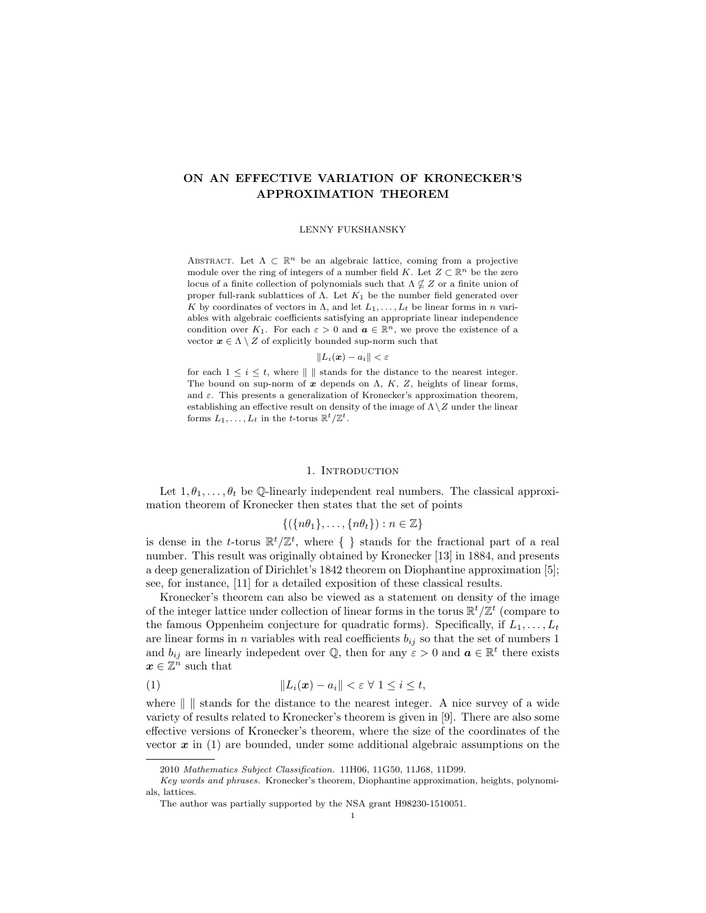# ON AN EFFECTIVE VARIATION OF KRONECKER'S APPROXIMATION THEOREM

LENNY FUKSHANSKY

Abstract. Let $\Lambda \subset \mathbb{R}^n$ be an algebraic lattice, coming from a projective module over the ring of integers of a number field $K$. Let $Z \subset \mathbb{R}^n$ be the zero locus of a finite collection of polynomials such that $\Lambda \not\subseteq Z$ or a finite union of proper full-rank sublattices of $\Lambda$. Let $K_1$ be the number field generated over $K$ by coordinates of vectors in $\Lambda$, and let $L_1, \dots, L_t$ be linear forms in $n$ variables with algebraic coefficients satisfying an appropriate linear independence condition over $K_1$. For each $\varepsilon > 0$ and $\boldsymbol{a} \in \mathbb{R}^n$, we prove the existence of a vector $\boldsymbol{x} \in \Lambda \setminus Z$ of explicitly bounded sup-norm such that

$$\| L_i(\boldsymbol{x}) - a_i \| < \varepsilon$$

for each $1 \leq i \leq t$, where $\| \ \|$ stands for the distance to the nearest integer. The bound on sup-norm of $\boldsymbol{x}$ depends on $\Lambda$, $K$, $Z$, heights of linear forms, and $\varepsilon$. This presents a generalization of Kronecker's approximation theorem, establishing an effective result on density of the image of $\Lambda \setminus Z$ under the linear forms $L_1, \dots, L_t$ in the $t$-torus $\mathbb{R}^t / \mathbb{Z}^t$.

## 1. Introduction

Let $1, \theta_1, \dots, \theta_t$ be $\mathbb{Q}$-linearly independent real numbers. The classical approximation theorem of Kronecker then states that the set of points

$$\{ (\{n\theta_1\}, \dots, \{n\theta_t\}) : n \in \mathbb{Z} \}$$

is dense in the $t$-torus $\mathbb{R}^t / \mathbb{Z}^t$, where $\{ \ \}$ stands for the fractional part of a real number. This result was originally obtained by Kronecker [13] in 1884, and presents a deep generalization of Dirichlet's 1842 theorem on Diophantine approximation [5]; see, for instance, [11] for a detailed exposition of these classical results.

Kronecker's theorem can also be viewed as a statement on density of the image of the integer lattice under collection of linear forms in the torus $\mathbb{R}^t / \mathbb{Z}^t$ (compare to the famous Oppenheim conjecture for quadratic forms). Specifically, if $L_1, \dots, L_t$ are linear forms in $n$ variables with real coefficients $b_{ij}$ so that the set of numbers 1 and $b_{ij}$ are linearly indepedent over $\mathbb{Q}$, then for any $\varepsilon > 0$ and $\boldsymbol{a} \in \mathbb{R}^t$ there exists $\boldsymbol{x} \in \mathbb{Z}^n$ such that

$$\| L_i(\boldsymbol{x}) - a_i \| < \varepsilon \ \forall \ 1 \leq i \leq t, \tag{1}$$

where $\| \ \|$ stands for the distance to the nearest integer. A nice survey of a wide variety of results related to Kronecker's theorem is given in [9]. There are also some effective versions of Kronecker's theorem, where the size of the coordinates of the vector $\boldsymbol{x}$ in (1) are bounded, under some additional algebraic assumptions on the

---

2010 *Mathematics Subject Classification.* 11H06, 11G50, 11J68, 11D99.

*Key words and phrases.* Kronecker's theorem, Diophantine approximation, heights, polynomials, lattices.

The author was partially supported by the NSA grant H98230-1510051.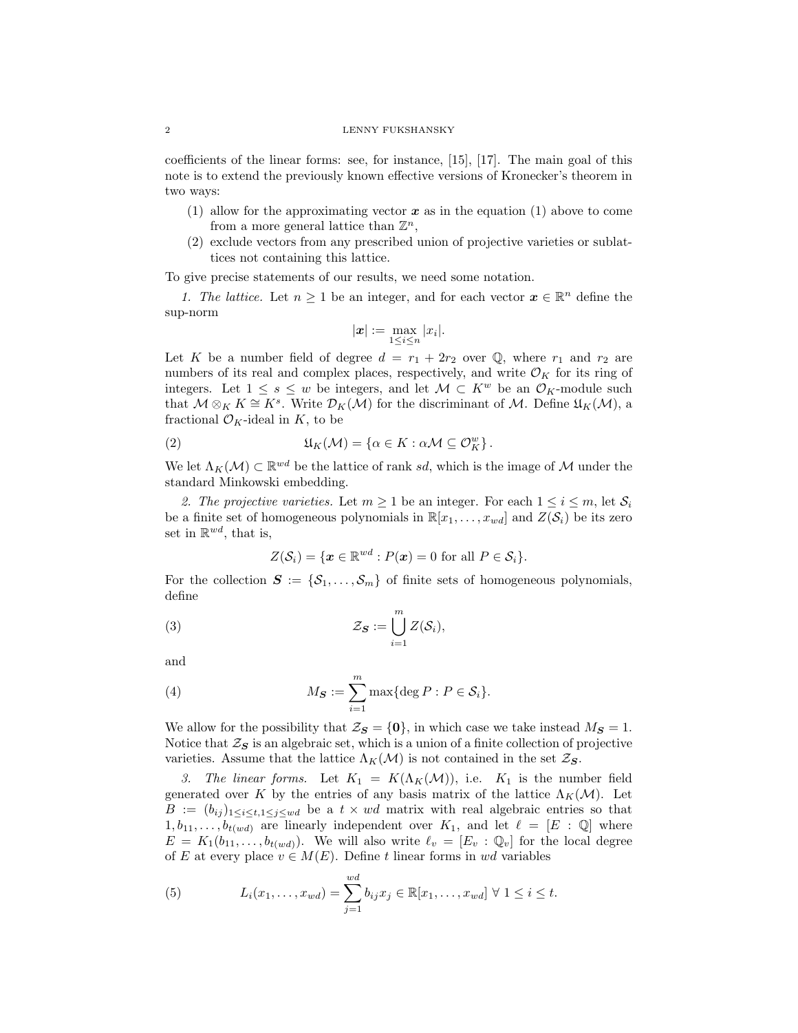coefficients of the linear forms: see, for instance, [15], [17]. The main goal of this note is to extend the previously known effective versions of Kronecker's theorem in two ways:

1. allow for the approximating vector $\boldsymbol{x}$ as in the equation (1) above to come from a more general lattice than $\mathbb{Z}^n$,
2. exclude vectors from any prescribed union of projective varieties or sublattices not containing this lattice.

To give precise statements of our results, we need some notation.

*1. The lattice.* Let $n \geq 1$ be an integer, and for each vector $\boldsymbol{x} \in \mathbb{R}^n$ define the sup-norm

$$|\boldsymbol{x}| := \max_{1 \leq i \leq n} |x_i|.$$

Let $K$ be a number field of degree $d = r_1 + 2r_2$ over $\mathbb{Q}$, where $r_1$ and $r_2$ are numbers of its real and complex places, respectively, and write $\mathcal{O}_K$ for its ring of integers. Let $1 \leq s \leq w$ be integers, and let $\mathcal{M} \subset K^w$ be an $\mathcal{O}_K$-module such that $\mathcal{M} \otimes_K K \cong K^s$. Write $\mathcal{D}_K(\mathcal{M})$ for the discriminant of $\mathcal{M}$. Define $\mathfrak{U}_K(\mathcal{M})$, a fractional $\mathcal{O}_K$-ideal in $K$, to be

$$\mathfrak{U}_K(\mathcal{M}) = \left\{ \alpha \in K : \alpha\mathcal{M} \subseteq \mathcal{O}_K^w \right\}. \tag{2}$$

We let $\Lambda_K(\mathcal{M}) \subset \mathbb{R}^{wd}$ be the lattice of rank $sd$, which is the image of $\mathcal{M}$ under the standard Minkowski embedding.

*2. The projective varieties.* Let $m \geq 1$ be an integer. For each $1 \leq i \leq m$, let $\mathcal{S}_i$ be a finite set of homogeneous polynomials in $\mathbb{R}[x_1, \dots, x_{wd}]$ and $Z(\mathcal{S}_i)$ be its zero set in $\mathbb{R}^{wd}$, that is,

$$Z(\mathcal{S}_i) = \{ \boldsymbol{x} \in \mathbb{R}^{wd} : P(\boldsymbol{x}) = 0 \text{ for all } P \in \mathcal{S}_i \}.$$

For the collection $\boldsymbol{S} := \{\mathcal{S}_1, \dots, \mathcal{S}_m\}$ of finite sets of homogeneous polynomials, define

$$\mathcal{Z}_{\boldsymbol{S}} := \bigcup_{i=1}^{m} Z(\mathcal{S}_i), \tag{3}$$

and

$$M_{\boldsymbol{S}} := \sum_{i=1}^{m} \max\{\deg P : P \in \mathcal{S}_i\}. \tag{4}$$

We allow for the possibility that $\mathcal{Z}_{\boldsymbol{S}} = \{\boldsymbol{0}\}$, in which case we take instead $M_{\boldsymbol{S}} = 1$. Notice that $\mathcal{Z}_{\boldsymbol{S}}$ is an algebraic set, which is a union of a finite collection of projective varieties. Assume that the lattice $\Lambda_K(\mathcal{M})$ is not contained in the set $\mathcal{Z}_{\boldsymbol{S}}$.

*3. The linear forms.* Let $K_1 = K(\Lambda_K(\mathcal{M}))$, i.e. $K_1$ is the number field generated over $K$ by the entries of any basis matrix of the lattice $\Lambda_K(\mathcal{M})$. Let $B := (b_{ij})_{1 \leq i \leq t, 1 \leq j \leq wd}$ be a $t \times wd$ matrix with real algebraic entries so that $1, b_{11}, \dots, b_{t(wd)}$ are linearly independent over $K_1$, and let $\ell = [E : \mathbb{Q}]$ where $E = K_1(b_{11}, \dots, b_{t(wd)})$. We will also write $\ell_v = [E_v : \mathbb{Q}_v]$ for the local degree of $E$ at every place $v \in M(E)$. Define $t$ linear forms in $wd$ variables

$$L_i(x_1, \dots, x_{wd}) = \sum_{j=1}^{wd} b_{ij} x_j \in \mathbb{R}[x_1, \dots, x_{wd}] \ \forall \ 1 \leq i \leq t. \tag{5}$$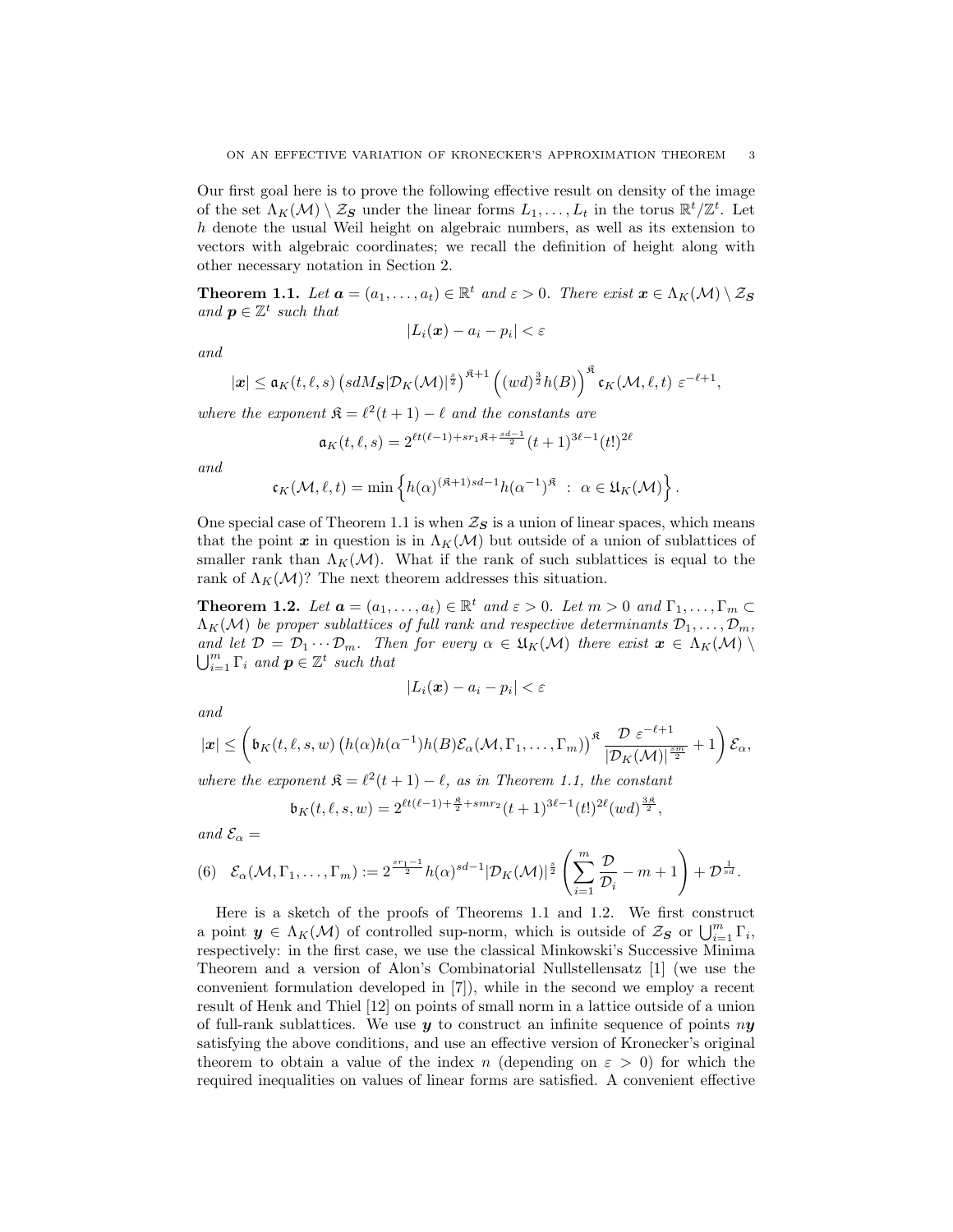Our first goal here is to prove the following effective result on density of the image of the set $\Lambda_K(\mathcal{M}) \setminus \mathcal{Z}_{\boldsymbol{S}}$ under the linear forms $L_1, \dots, L_t$ in the torus $\mathbb{R}^t/\mathbb{Z}^t$. Let $h$ denote the usual Weil height on algebraic numbers, as well as its extension to vectors with algebraic coordinates; we recall the definition of height along with other necessary notation in Section 2.

**Theorem 1.1.** *Let $\boldsymbol{a} = (a_1, \dots, a_t) \in \mathbb{R}^t$ and $\varepsilon > 0$. There exist $\boldsymbol{x} \in \Lambda_K(\mathcal{M}) \setminus \mathcal{Z}_{\boldsymbol{S}}$ and $\boldsymbol{p} \in \mathbb{Z}^t$ such that*

$$|L_i(\boldsymbol{x}) - a_i - p_i| < \varepsilon$$

*and*

$$|\boldsymbol{x}| \leq \mathfrak{a}_K(t, \ell, s) \left(sdM_{\boldsymbol{S}}|\mathcal{D}_K(\mathcal{M})|^{\frac{s}{2}}\right)^{\mathfrak{K}+1} \left((wd)^{\frac{3}{2}} h(B)\right)^{\mathfrak{K}} \mathfrak{c}_K(\mathcal{M}, \ell, t)\ \varepsilon^{-\ell+1},$$

*where the exponent $\mathfrak{K} = \ell^2(t+1) - \ell$ and the constants are*

$$\mathfrak{a}_K(t, \ell, s) = 2^{\ell t(\ell-1) + sr_1\mathfrak{K} + \frac{sd-1}{2}} (t+1)^{3\ell-1} (t!)^{2\ell}$$

*and*

$$\mathfrak{c}_K(\mathcal{M}, \ell, t) = \min\left\{ h(\alpha)^{(\mathfrak{K}+1)sd-1} h(\alpha^{-1})^{\mathfrak{K}} \ :\ \alpha \in \mathfrak{U}_K(\mathcal{M}) \right\}.$$

One special case of Theorem 1.1 is when $\mathcal{Z}_{\boldsymbol{S}}$ is a union of linear spaces, which means that the point $\boldsymbol{x}$ in question is in $\Lambda_K(\mathcal{M})$ but outside of a union of sublattices of smaller rank than $\Lambda_K(\mathcal{M})$. What if the rank of such sublattices is equal to the rank of $\Lambda_K(\mathcal{M})$? The next theorem addresses this situation.

**Theorem 1.2.** *Let $\boldsymbol{a} = (a_1, \dots, a_t) \in \mathbb{R}^t$ and $\varepsilon > 0$. Let $m > 0$ and $\Gamma_1, \dots, \Gamma_m \subset \Lambda_K(\mathcal{M})$ be proper sublattices of full rank and respective determinants $\mathcal{D}_1, \dots, \mathcal{D}_m$, and let $\mathcal{D} = \mathcal{D}_1 \cdots \mathcal{D}_m$. Then for every $\alpha \in \mathfrak{U}_K(\mathcal{M})$ there exist $\boldsymbol{x} \in \Lambda_K(\mathcal{M}) \setminus \bigcup_{i=1}^m \Gamma_i$ and $\boldsymbol{p} \in \mathbb{Z}^t$ such that*

$$|L_i(\boldsymbol{x}) - a_i - p_i| < \varepsilon$$

*and*

$$|\boldsymbol{x}| \leq \left( \mathfrak{b}_K(t, \ell, s, w) \left(h(\alpha) h(\alpha^{-1}) h(B) \mathcal{E}_\alpha(\mathcal{M}, \Gamma_1, \dots, \Gamma_m)\right)^{\mathfrak{K}} \frac{\mathcal{D}\ \varepsilon^{-\ell+1}}{|\mathcal{D}_K(\mathcal{M})|^{\frac{sm}{2}}} + 1 \right) \mathcal{E}_\alpha,$$

*where the exponent $\mathfrak{K} = \ell^2(t+1) - \ell$, as in Theorem 1.1, the constant*

$$\mathfrak{b}_K(t, \ell, s, w) = 2^{\ell t(\ell-1) + \frac{\mathfrak{K}}{2} + smr_2} (t+1)^{3\ell-1} (t!)^{2\ell} (wd)^{\frac{3\mathfrak{K}}{2}},$$

*and $\mathcal{E}_\alpha =$*

$$\mathcal{E}_\alpha(\mathcal{M}, \Gamma_1, \dots, \Gamma_m) := 2^{\frac{sr_1-1}{2}} h(\alpha)^{sd-1} |\mathcal{D}_K(\mathcal{M})|^{\frac{s}{2}} \left( \sum_{i=1}^m \frac{\mathcal{D}}{\mathcal{D}_i} - m + 1 \right) + \mathcal{D}^{\frac{1}{sd}}. \tag{6}$$

Here is a sketch of the proofs of Theorems 1.1 and 1.2. We first construct a point $\boldsymbol{y} \in \Lambda_K(\mathcal{M})$ of controlled sup-norm, which is outside of $\mathcal{Z}_{\boldsymbol{S}}$ or $\bigcup_{i=1}^m \Gamma_i$, respectively: in the first case, we use the classical Minkowski's Successive Minima Theorem and a version of Alon's Combinatorial Nullstellensatz [1] (we use the convenient formulation developed in [7]), while in the second we employ a recent result of Henk and Thiel [12] on points of small norm in a lattice outside of a union of full-rank sublattices. We use $\boldsymbol{y}$ to construct an infinite sequence of points $n\boldsymbol{y}$ satisfying the above conditions, and use an effective version of Kronecker's original theorem to obtain a value of the index $n$ (depending on $\varepsilon > 0$) for which the required inequalities on values of linear forms are satisfied. A convenient effective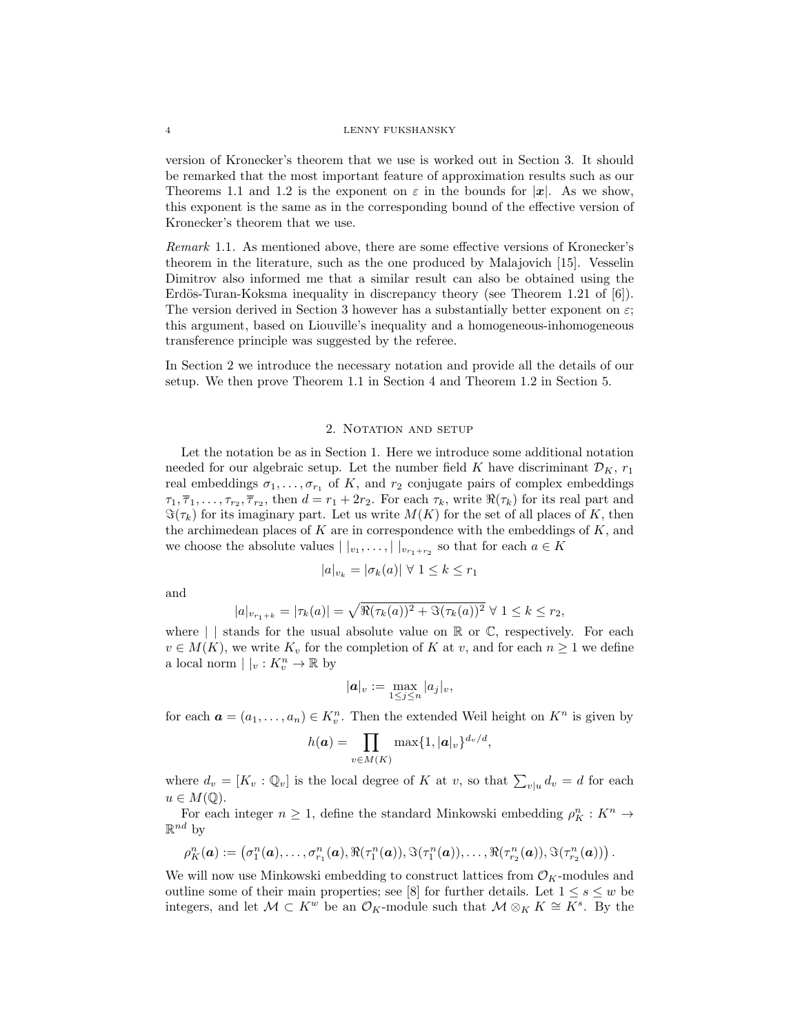version of Kronecker's theorem that we use is worked out in Section 3. It should be remarked that the most important feature of approximation results such as our Theorems 1.1 and 1.2 is the exponent on $\varepsilon$ in the bounds for $|\boldsymbol{x}|$. As we show, this exponent is the same as in the corresponding bound of the effective version of Kronecker's theorem that we use.

*Remark* 1.1. As mentioned above, there are some effective versions of Kronecker's theorem in the literature, such as the one produced by Malajovich [15]. Vesselin Dimitrov also informed me that a similar result can also be obtained using the Erdös-Turan-Koksma inequality in discrepancy theory (see Theorem 1.21 of [6]). The version derived in Section 3 however has a substantially better exponent on $\varepsilon$; this argument, based on Liouville's inequality and a homogeneous-inhomogeneous transference principle was suggested by the referee.

In Section 2 we introduce the necessary notation and provide all the details of our setup. We then prove Theorem 1.1 in Section 4 and Theorem 1.2 in Section 5.

## 2. Notation and setup

Let the notation be as in Section 1. Here we introduce some additional notation needed for our algebraic setup. Let the number field $K$ have discriminant $\mathcal{D}_K$, $r_1$ real embeddings $\sigma_1, \dots, \sigma_{r_1}$ of $K$, and $r_2$ conjugate pairs of complex embeddings $\tau_1, \overline{\tau}_1, \dots, \tau_{r_2}, \overline{\tau}_{r_2}$, then $d = r_1 + 2r_2$. For each $\tau_k$, write $\Re(\tau_k)$ for its real part and $\Im(\tau_k)$ for its imaginary part. Let us write $M(K)$ for the set of all places of $K$, then the archimedean places of $K$ are in correspondence with the embeddings of $K$, and we choose the absolute values $|\ |_{v_1}, \dots, |\ |_{v_{r_1+r_2}}$ so that for each $a \in K$

$$|a|_{v_k} = |\sigma_k(a)| \ \forall\ 1 \leq k \leq r_1$$

and

$$|a|_{v_{r_1+k}} = |\tau_k(a)| = \sqrt{\Re(\tau_k(a))^2 + \Im(\tau_k(a))^2} \ \forall\ 1 \leq k \leq r_2,$$

where $|\ |$ stands for the usual absolute value on $\mathbb{R}$ or $\mathbb{C}$, respectively. For each $v \in M(K)$, we write $K_v$ for the completion of $K$ at $v$, and for each $n \geq 1$ we define a local norm $|\ |_v : K_v^n \to \mathbb{R}$ by

$$|\boldsymbol{a}|_v := \max_{1 \leq j \leq n} |a_j|_v,$$

for each $\boldsymbol{a} = (a_1, \dots, a_n) \in K_v^n$. Then the extended Weil height on $K^n$ is given by

$$h(\boldsymbol{a}) = \prod_{v \in M(K)} \max\{1, |\boldsymbol{a}|_v\}^{d_v/d},$$

where $d_v = [K_v : \mathbb{Q}_v]$ is the local degree of $K$ at $v$, so that $\sum_{v|u} d_v = d$ for each $u \in M(\mathbb{Q})$.

For each integer $n \geq 1$, define the standard Minkowski embedding $\rho_K^n : K^n \to \mathbb{R}^{nd}$ by

$$\rho_K^n(\boldsymbol{a}) := \left(\sigma_1^n(\boldsymbol{a}), \dots, \sigma_{r_1}^n(\boldsymbol{a}), \Re(\tau_1^n(\boldsymbol{a})), \Im(\tau_1^n(\boldsymbol{a})), \dots, \Re(\tau_{r_2}^n(\boldsymbol{a})), \Im(\tau_{r_2}^n(\boldsymbol{a}))\right).$$

We will now use Minkowski embedding to construct lattices from $\mathcal{O}_K$-modules and outline some of their main properties; see [8] for further details. Let $1 \leq s \leq w$ be integers, and let $\mathcal{M} \subset K^w$ be an $\mathcal{O}_K$-module such that $\mathcal{M} \otimes_K K \cong K^s$. By the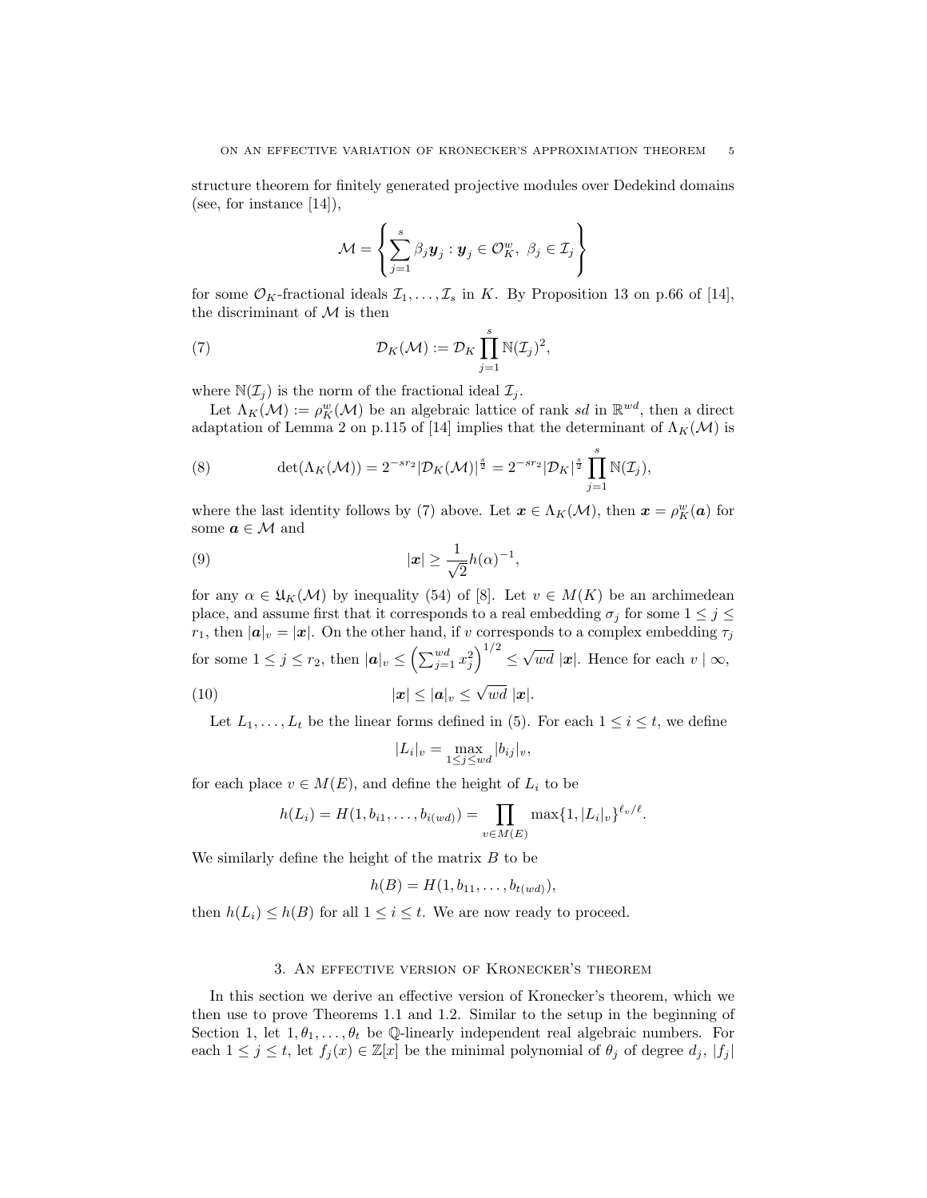structure theorem for finitely generated projective modules over Dedekind domains (see, for instance [14]),

$$\mathcal{M} = \left\{ \sum_{j=1}^{s} \beta_j \boldsymbol{y}_j : \boldsymbol{y}_j \in \mathcal{O}_K^w,\ \beta_j \in \mathcal{I}_j \right\}$$

for some $\mathcal{O}_K$-fractional ideals $\mathcal{I}_1, \dots, \mathcal{I}_s$ in $K$. By Proposition 13 on p.66 of [14], the discriminant of $\mathcal{M}$ is then

$$\mathcal{D}_K(\mathcal{M}) := \mathcal{D}_K \prod_{j=1}^{s} \mathbb{N}(\mathcal{I}_j)^2, \tag{7}$$

where $\mathbb{N}(\mathcal{I}_j)$ is the norm of the fractional ideal $\mathcal{I}_j$.

Let $\Lambda_K(\mathcal{M}) := \rho_K^w(\mathcal{M})$ be an algebraic lattice of rank $sd$ in $\mathbb{R}^{wd}$, then a direct adaptation of Lemma 2 on p.115 of [14] implies that the determinant of $\Lambda_K(\mathcal{M})$ is

$$\det(\Lambda_K(\mathcal{M})) = 2^{-sr_2} |\mathcal{D}_K(\mathcal{M})|^{\frac{s}{2}} = 2^{-sr_2} |\mathcal{D}_K|^{\frac{s}{2}} \prod_{j=1}^{s} \mathbb{N}(\mathcal{I}_j), \tag{8}$$

where the last identity follows by (7) above. Let $\boldsymbol{x} \in \Lambda_K(\mathcal{M})$, then $\boldsymbol{x} = \rho_K^w(\boldsymbol{a})$ for some $\boldsymbol{a} \in \mathcal{M}$ and

$$|\boldsymbol{x}| \geq \frac{1}{\sqrt{2}} h(\alpha)^{-1}, \tag{9}$$

for any $\alpha \in \mathfrak{U}_K(\mathcal{M})$ by inequality (54) of [8]. Let $v \in M(K)$ be an archimedean place, and assume first that it corresponds to a real embedding $\sigma_j$ for some $1 \leq j \leq r_1$, then $|\boldsymbol{a}|_v = |\boldsymbol{x}|$. On the other hand, if $v$ corresponds to a complex embedding $\tau_j$ for some $1 \leq j \leq r_2$, then $|\boldsymbol{a}|_v \leq \left(\sum_{j=1}^{wd} x_j^2\right)^{1/2} \leq \sqrt{wd}\ |\boldsymbol{x}|$. Hence for each $v \mid \infty$,

$$|\boldsymbol{x}| \leq |\boldsymbol{a}|_v \leq \sqrt{wd}\ |\boldsymbol{x}|. \tag{10}$$

Let $L_1, \dots, L_t$ be the linear forms defined in (5). For each $1 \leq i \leq t$, we define

$$|L_i|_v = \max_{1 \leq j \leq wd} |b_{ij}|_v,$$

for each place $v \in M(E)$, and define the height of $L_i$ to be

$$h(L_i) = H(1, b_{i1}, \dots, b_{i(wd)}) = \prod_{v \in M(E)} \max\{1, |L_i|_v\}^{\ell_v/\ell}.$$

We similarly define the height of the matrix $B$ to be

$$h(B) = H(1, b_{11}, \dots, b_{t(wd)}),$$

then $h(L_i) \leq h(B)$ for all $1 \leq i \leq t$. We are now ready to proceed.

## 3. An effective version of Kronecker's theorem

In this section we derive an effective version of Kronecker's theorem, which we then use to prove Theorems 1.1 and 1.2. Similar to the setup in the beginning of Section 1, let $1, \theta_1, \dots, \theta_t$ be $\mathbb{Q}$-linearly independent real algebraic numbers. For each $1 \leq j \leq t$, let $f_j(x) \in \mathbb{Z}[x]$ be the minimal polynomial of $\theta_j$ of degree $d_j$, $|f_j|$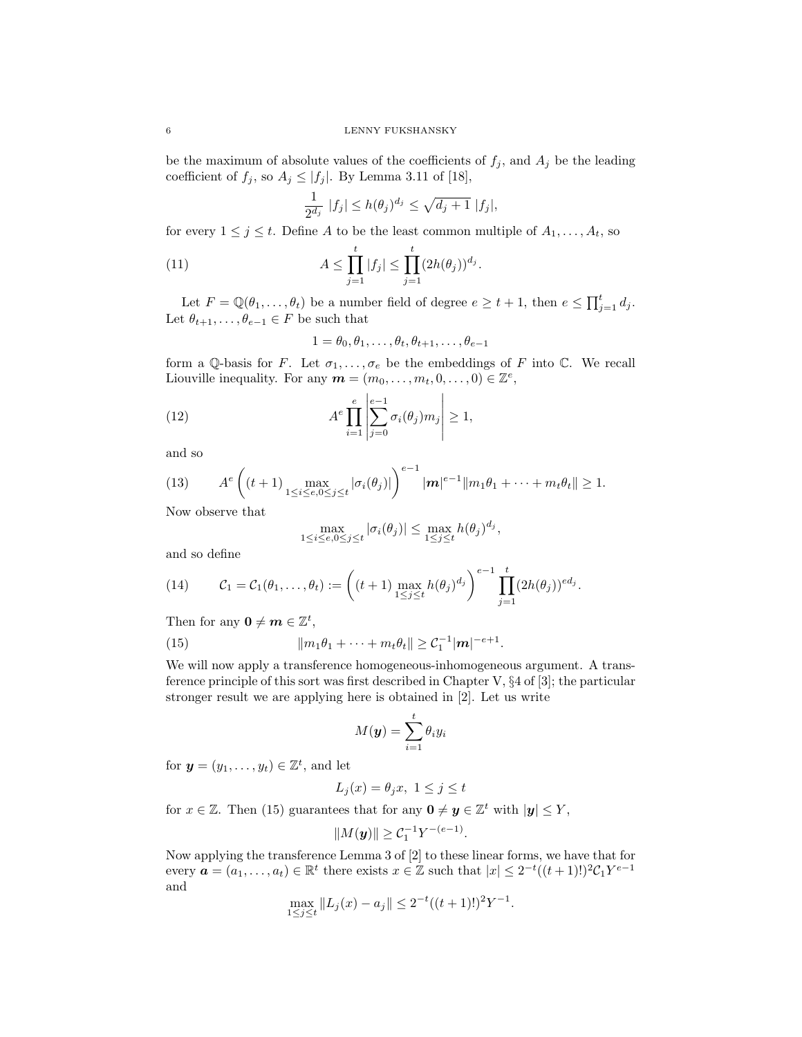be the maximum of absolute values of the coefficients of $f_j$, and $A_j$ be the leading coefficient of $f_j$, so $A_j \leq |f_j|$. By Lemma 3.11 of [18],

$$\frac{1}{2^{d_j}}\ |f_j| \leq h(\theta_j)^{d_j} \leq \sqrt{d_j+1}\ |f_j|,$$

for every $1 \leq j \leq t$. Define $A$ to be the least common multiple of $A_1, \dots, A_t$, so

$$A \leq \prod_{j=1}^{t} |f_j| \leq \prod_{j=1}^{t} (2h(\theta_j))^{d_j}. \tag{11}$$

Let $F = \mathbb{Q}(\theta_1, \dots, \theta_t)$ be a number field of degree $e \geq t+1$, then $e \leq \prod_{j=1}^{t} d_j$. Let $\theta_{t+1}, \dots, \theta_{e-1} \in F$ be such that

$$1 = \theta_0, \theta_1, \dots, \theta_t, \theta_{t+1}, \dots, \theta_{e-1}$$

form a $\mathbb{Q}$-basis for $F$. Let $\sigma_1, \dots, \sigma_e$ be the embeddings of $F$ into $\mathbb{C}$. We recall Liouville inequality. For any $\boldsymbol{m} = (m_0, \dots, m_t, 0, \dots, 0) \in \mathbb{Z}^e$,

$$A^e \prod_{i=1}^{e} \left| \sum_{j=0}^{e-1} \sigma_i(\theta_j) m_j \right| \geq 1, \tag{12}$$

and so

$$A^e \left( (t+1) \max_{1 \leq i \leq e, 0 \leq j \leq t} |\sigma_i(\theta_j)| \right)^{e-1} |\boldsymbol{m}|^{e-1} \| m_1\theta_1 + \dots + m_t\theta_t \| \geq 1. \tag{13}$$

Now observe that

$$\max_{1 \leq i \leq e, 0 \leq j \leq t} |\sigma_i(\theta_j)| \leq \max_{1 \leq j \leq t} h(\theta_j)^{d_j},$$

and so define

$$\mathcal{C}_1 = \mathcal{C}_1(\theta_1, \dots, \theta_t) := \left( (t+1) \max_{1 \leq j \leq t} h(\theta_j)^{d_j} \right)^{e-1} \prod_{j=1}^{t} (2h(\theta_j))^{ed_j}. \tag{14}$$

Then for any $\boldsymbol{0} \neq \boldsymbol{m} \in \mathbb{Z}^t$,

$$\| m_1\theta_1 + \dots + m_t\theta_t \| \geq \mathcal{C}_1^{-1} |\boldsymbol{m}|^{-e+1}. \tag{15}$$

We will now apply a transference homogeneous-inhomogeneous argument. A transference principle of this sort was first described in Chapter V, §4 of [3]; the particular stronger result we are applying here is obtained in [2]. Let us write

$$M(\boldsymbol{y}) = \sum_{i=1}^{t} \theta_i y_i$$

for $\boldsymbol{y} = (y_1, \dots, y_t) \in \mathbb{Z}^t$, and let

$$L_j(x) = \theta_j x,\ 1 \leq j \leq t$$

for $x \in \mathbb{Z}$. Then (15) guarantees that for any $\boldsymbol{0} \neq \boldsymbol{y} \in \mathbb{Z}^t$ with $|\boldsymbol{y}| \leq Y$,

$$\|M(\boldsymbol{y})\| \geq \mathcal{C}_1^{-1} Y^{-(e-1)}.$$

Now applying the transference Lemma 3 of [2] to these linear forms, we have that for every $\boldsymbol{a} = (a_1, \dots, a_t) \in \mathbb{R}^t$ there exists $x \in \mathbb{Z}$ such that $|x| \leq 2^{-t}((t+1)!)^2 \mathcal{C}_1 Y^{e-1}$ and

$$\max_{1 \leq j \leq t} \|L_j(x) - a_j\| \leq 2^{-t}((t+1)!)^2 Y^{-1}.$$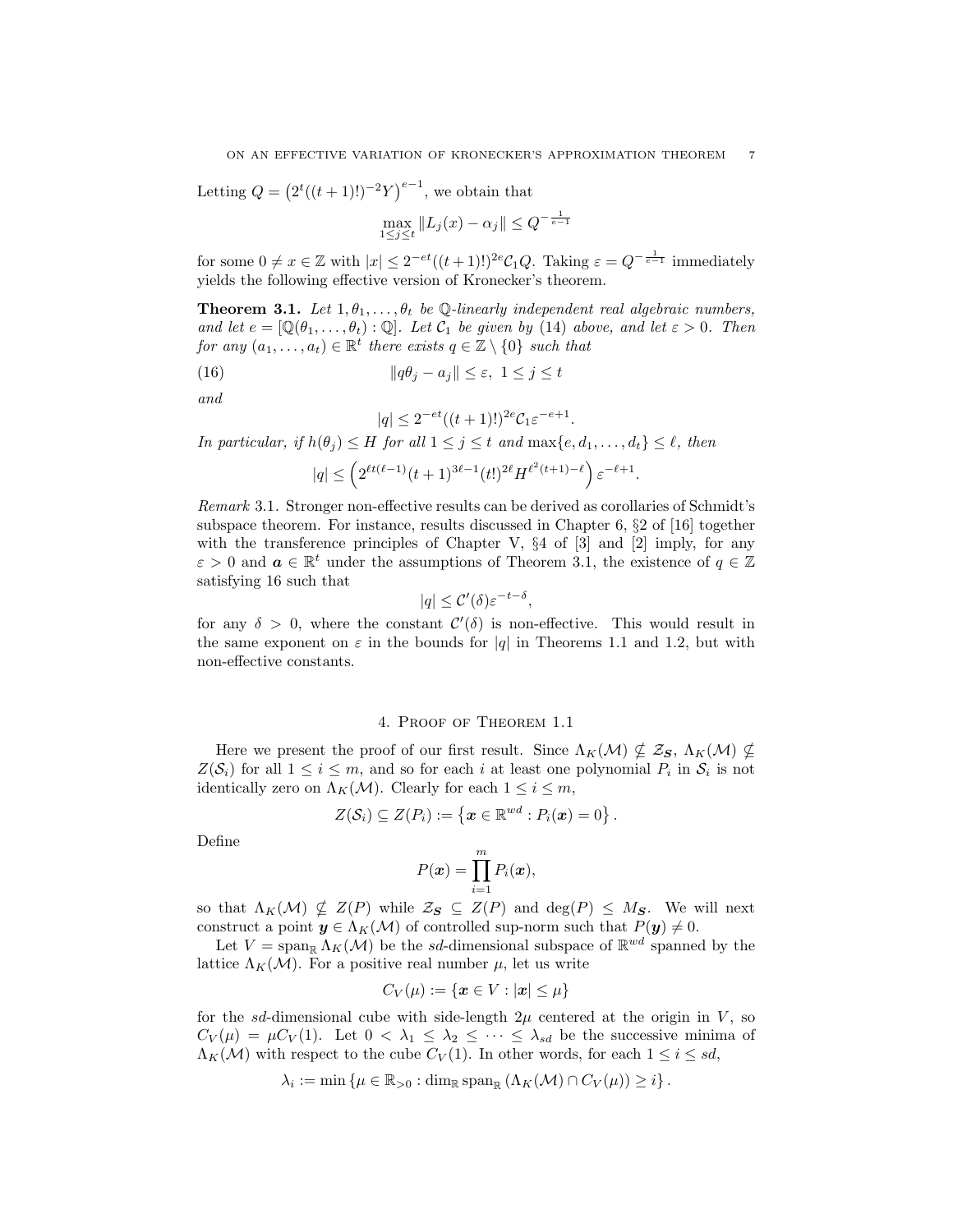Letting $Q = \left(2^t((t+1)!)^{-2}Y\right)^{e-1}$, we obtain that

$$\max_{1 \leq j \leq t} \|L_j(x) - \alpha_j\| \leq Q^{-\frac{1}{e-1}}$$

for some $0 \neq x \in \mathbb{Z}$ with $|x| \leq 2^{-et}((t+1)!)^{2e}\mathcal{C}_1 Q$. Taking $\varepsilon = Q^{-\frac{1}{e-1}}$ immediately yields the following effective version of Kronecker's theorem.

**Theorem 3.1.** *Let $1, \theta_1, \dots, \theta_t$ be $\mathbb{Q}$-linearly independent real algebraic numbers, and let $e = [\mathbb{Q}(\theta_1, \dots, \theta_t) : \mathbb{Q}]$. Let $\mathcal{C}_1$ be given by (14) above, and let $\varepsilon > 0$. Then for any $(a_1, \dots, a_t) \in \mathbb{R}^t$ there exists $q \in \mathbb{Z} \setminus \{0\}$ such that*

$$\|q\theta_j - a_j\| \leq \varepsilon, \; 1 \leq j \leq t \tag{16}$$

*and*

$$|q| \leq 2^{-et}((t+1)!)^{2e}\mathcal{C}_1 \varepsilon^{-e+1}.$$

*In particular, if $h(\theta_j) \leq H$ for all $1 \leq j \leq t$ and $\max\{e, d_1, \dots, d_t\} \leq \ell$, then*

$$|q| \leq \left(2^{\ell t(\ell-1)}(t+1)^{3\ell-1}(t!)^{2\ell} H^{\ell^2(t+1)-\ell}\right)\varepsilon^{-\ell+1}.$$

*Remark* 3.1. Stronger non-effective results can be derived as corollaries of Schmidt's subspace theorem. For instance, results discussed in Chapter 6, §2 of [16] together with the transference principles of Chapter V, §4 of [3] and [2] imply, for any $\varepsilon > 0$ and $\boldsymbol{a} \in \mathbb{R}^t$ under the assumptions of Theorem 3.1, the existence of $q \in \mathbb{Z}$ satisfying 16 such that

$$|q| \leq \mathcal{C}'(\delta)\varepsilon^{-t-\delta},$$

for any $\delta > 0$, where the constant $\mathcal{C}'(\delta)$ is non-effective. This would result in the same exponent on $\varepsilon$ in the bounds for $|q|$ in Theorems 1.1 and 1.2, but with non-effective constants.

## 4. Proof of Theorem 1.1

Here we present the proof of our first result. Since $\Lambda_K(\mathcal{M}) \nsubseteq \mathcal{Z}_{\boldsymbol{S}}$, $\Lambda_K(\mathcal{M}) \nsubseteq Z(\mathcal{S}_i)$ for all $1 \leq i \leq m$, and so for each $i$ at least one polynomial $P_i$ in $\mathcal{S}_i$ is not identically zero on $\Lambda_K(\mathcal{M})$. Clearly for each $1 \leq i \leq m$,

$$Z(\mathcal{S}_i) \subseteq Z(P_i) := \left\{\boldsymbol{x} \in \mathbb{R}^{wd} : P_i(\boldsymbol{x}) = 0\right\}.$$

Define

$$P(\boldsymbol{x}) = \prod_{i=1}^{m} P_i(\boldsymbol{x}),$$

so that $\Lambda_K(\mathcal{M}) \nsubseteq Z(P)$ while $\mathcal{Z}_{\boldsymbol{S}} \subseteq Z(P)$ and $\deg(P) \leq M_{\boldsymbol{S}}$. We will next construct a point $\boldsymbol{y} \in \Lambda_K(\mathcal{M})$ of controlled sup-norm such that $P(\boldsymbol{y}) \neq 0$.

Let $V = \operatorname{span}_{\mathbb{R}} \Lambda_K(\mathcal{M})$ be the $sd$-dimensional subspace of $\mathbb{R}^{wd}$ spanned by the lattice $\Lambda_K(\mathcal{M})$. For a positive real number $\mu$, let us write

$$C_V(\mu) := \{\boldsymbol{x} \in V : |\boldsymbol{x}| \leq \mu\}$$

for the $sd$-dimensional cube with side-length $2\mu$ centered at the origin in $V$, so $C_V(\mu) = \mu C_V(1)$. Let $0 < \lambda_1 \leq \lambda_2 \leq \dots \leq \lambda_{sd}$ be the successive minima of $\Lambda_K(\mathcal{M})$ with respect to the cube $C_V(1)$. In other words, for each $1 \leq i \leq sd$,

$$\lambda_i := \min\left\{\mu \in \mathbb{R}_{>0} : \dim_{\mathbb{R}} \operatorname{span}_{\mathbb{R}}\left(\Lambda_K(\mathcal{M}) \cap C_V(\mu)\right) \geq i\right\}.$$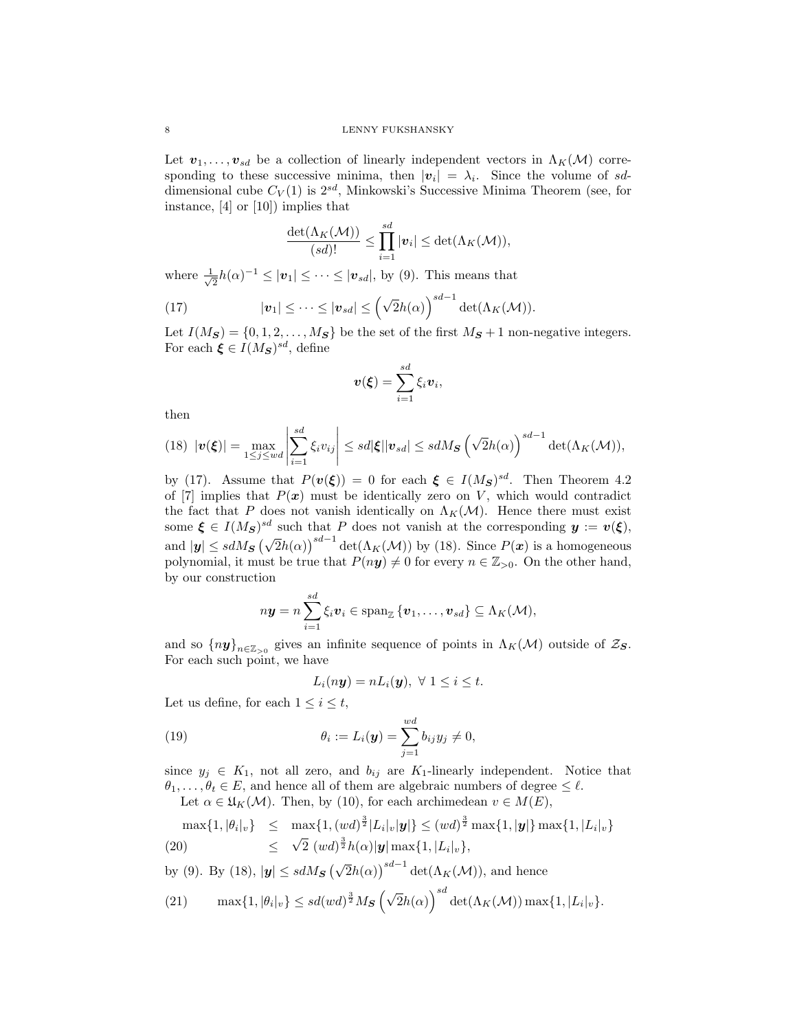Let $\boldsymbol{v}_1, \dots, \boldsymbol{v}_{sd}$ be a collection of linearly independent vectors in $\Lambda_K(\mathcal{M})$ corresponding to these successive minima, then $|\boldsymbol{v}_i| = \lambda_i$. Since the volume of $sd$-dimensional cube $C_V(1)$ is $2^{sd}$, Minkowski's Successive Minima Theorem (see, for instance, [4] or [10]) implies that

$$\frac{\det(\Lambda_K(\mathcal{M}))}{(sd)!} \leq \prod_{i=1}^{sd} |\boldsymbol{v}_i| \leq \det(\Lambda_K(\mathcal{M})),$$

where $\frac{1}{\sqrt{2}} h(\alpha)^{-1} \leq |\boldsymbol{v}_1| \leq \dots \leq |\boldsymbol{v}_{sd}|$, by (9). This means that

$$|\boldsymbol{v}_1| \leq \dots \leq |\boldsymbol{v}_{sd}| \leq \left(\sqrt{2} h(\alpha)\right)^{sd-1} \det(\Lambda_K(\mathcal{M})). \tag{17}$$

Let $I(M_{\boldsymbol{S}}) = \{0, 1, 2, \dots, M_{\boldsymbol{S}}\}$ be the set of the first $M_{\boldsymbol{S}}+1$ non-negative integers. For each $\boldsymbol{\xi} \in I(M_{\boldsymbol{S}})^{sd}$, define

$$\boldsymbol{v}(\boldsymbol{\xi}) = \sum_{i=1}^{sd} \xi_i \boldsymbol{v}_i,$$

then

$$|\boldsymbol{v}(\boldsymbol{\xi})| = \max_{1 \leq j \leq wd} \left| \sum_{i=1}^{sd} \xi_i v_{ij} \right| \leq sd|\boldsymbol{\xi}||\boldsymbol{v}_{sd}| \leq sdM_{\boldsymbol{S}} \left(\sqrt{2} h(\alpha)\right)^{sd-1} \det(\Lambda_K(\mathcal{M})), \tag{18}$$

by (17). Assume that $P(\boldsymbol{v}(\boldsymbol{\xi})) = 0$ for each $\boldsymbol{\xi} \in I(M_{\boldsymbol{S}})^{sd}$. Then Theorem 4.2 of [7] implies that $P(\boldsymbol{x})$ must be identically zero on $V$, which would contradict the fact that $P$ does not vanish identically on $\Lambda_K(\mathcal{M})$. Hence there must exist some $\boldsymbol{\xi} \in I(M_{\boldsymbol{S}})^{sd}$ such that $P$ does not vanish at the corresponding $\boldsymbol{y} := \boldsymbol{v}(\boldsymbol{\xi})$, and $|\boldsymbol{y}| \leq sdM_{\boldsymbol{S}} \left(\sqrt{2} h(\alpha)\right)^{sd-1} \det(\Lambda_K(\mathcal{M}))$ by (18). Since $P(\boldsymbol{x})$ is a homogeneous polynomial, it must be true that $P(n\boldsymbol{y}) \neq 0$ for every $n \in \mathbb{Z}_{>0}$. On the other hand, by our construction

$$n\boldsymbol{y} = n \sum_{i=1}^{sd} \xi_i \boldsymbol{v}_i \in \operatorname{span}_{\mathbb{Z}} \{\boldsymbol{v}_1, \dots, \boldsymbol{v}_{sd}\} \subseteq \Lambda_K(\mathcal{M}),$$

and so $\{n\boldsymbol{y}\}_{n \in \mathbb{Z}_{>0}}$ gives an infinite sequence of points in $\Lambda_K(\mathcal{M})$ outside of $\mathcal{Z}_{\boldsymbol{S}}$. For each such point, we have

$$L_i(n\boldsymbol{y}) = nL_i(\boldsymbol{y}), \ \forall\ 1 \leq i \leq t.$$

Let us define, for each $1 \leq i \leq t$,

$$\theta_i := L_i(\boldsymbol{y}) = \sum_{j=1}^{wd} b_{ij} y_j \neq 0, \tag{19}$$

since $y_j \in K_1$, not all zero, and $b_{ij}$ are $K_1$-linearly independent. Notice that $\theta_1, \dots, \theta_t \in E$, and hence all of them are algebraic numbers of degree $\leq \ell$.

Let $\alpha \in \mathfrak{U}_K(\mathcal{M})$. Then, by (10), for each archimedean $v \in M(E)$,

$$\begin{aligned} \max\{1, |\theta_i|_v\} &\leq \max\{1, (wd)^{\frac{3}{2}} |L_i|_v |\boldsymbol{y}|\} \leq (wd)^{\frac{3}{2}} \max\{1, |\boldsymbol{y}|\} \max\{1, |L_i|_v\} \\ &\leq \sqrt{2}\ (wd)^{\frac{3}{2}} h(\alpha) |\boldsymbol{y}| \max\{1, |L_i|_v\}, \end{aligned} \tag{20}$$

by (9). By (18), $|\boldsymbol{y}| \leq sdM_{\boldsymbol{S}} \left(\sqrt{2} h(\alpha)\right)^{sd-1} \det(\Lambda_K(\mathcal{M}))$, and hence

$$\max\{1, |\theta_i|_v\} \leq sd(wd)^{\frac{3}{2}} M_{\boldsymbol{S}} \left(\sqrt{2} h(\alpha)\right)^{sd} \det(\Lambda_K(\mathcal{M})) \max\{1, |L_i|_v\}. \tag{21}$$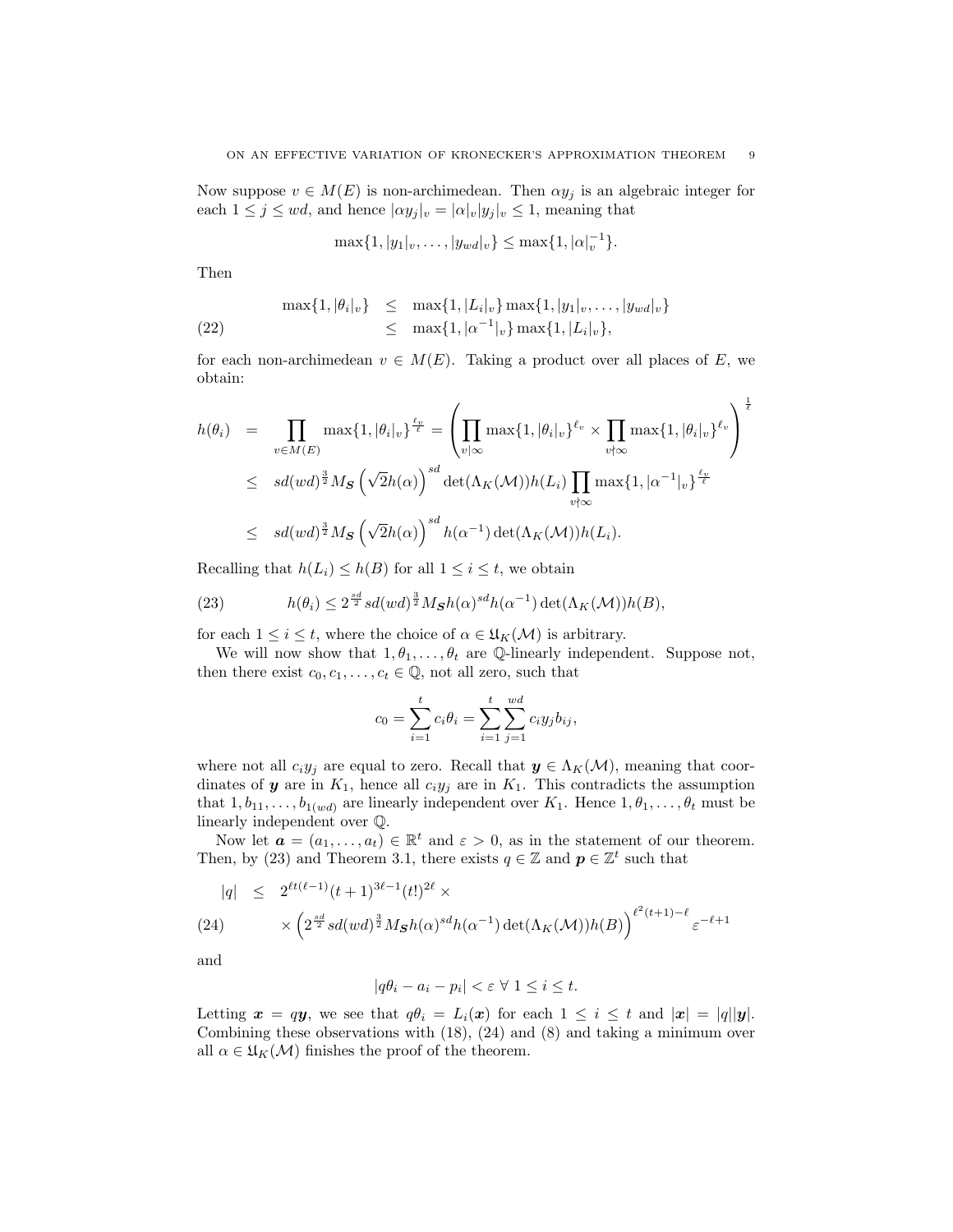Now suppose $v \in M(E)$ is non-archimedean. Then $\alpha y_j$ is an algebraic integer for each $1 \leq j \leq wd$, and hence $|\alpha y_j|_v = |\alpha|_v |y_j|_v \leq 1$, meaning that

$$\max\{1, |y_1|_v, \dots, |y_{wd}|_v\} \leq \max\{1, |\alpha|_v^{-1}\}.$$

Then

$$\begin{aligned} \max\{1, |\theta_i|_v\} &\leq \max\{1, |L_i|_v\} \max\{1, |y_1|_v, \dots, |y_{wd}|_v\} \\ &\leq \max\{1, |\alpha^{-1}|_v\} \max\{1, |L_i|_v\}, \end{aligned} \tag{22}$$

for each non-archimedean $v \in M(E)$. Taking a product over all places of $E$, we obtain:

$$\begin{aligned} h(\theta_i) &= \prod_{v \in M(E)} \max\{1, |\theta_i|_v\}^{\frac{\ell_v}{\ell}} = \left( \prod_{v | \infty} \max\{1, |\theta_i|_v\}^{\ell_v} \times \prod_{v \nmid \infty} \max\{1, |\theta_i|_v\}^{\ell_v} \right)^{\frac{1}{\ell}} \\ &\leq sd(wd)^{\frac{3}{2}} M_{\boldsymbol{S}} \left(\sqrt{2} h(\alpha)\right)^{sd} \det(\Lambda_K(\mathcal{M})) h(L_i) \prod_{v \nmid \infty} \max\{1, |\alpha^{-1}|_v\}^{\frac{\ell_v}{\ell}} \\ &\leq sd(wd)^{\frac{3}{2}} M_{\boldsymbol{S}} \left(\sqrt{2} h(\alpha)\right)^{sd} h(\alpha^{-1}) \det(\Lambda_K(\mathcal{M})) h(L_i). \end{aligned}$$

Recalling that $h(L_i) \leq h(B)$ for all $1 \leq i \leq t$, we obtain

$$h(\theta_i) \leq 2^{\frac{sd}{2}} sd(wd)^{\frac{3}{2}} M_{\boldsymbol{S}} h(\alpha)^{sd} h(\alpha^{-1}) \det(\Lambda_K(\mathcal{M})) h(B), \tag{23}$$

for each $1 \leq i \leq t$, where the choice of $\alpha \in \mathfrak{U}_K(\mathcal{M})$ is arbitrary.

We will now show that $1, \theta_1, \dots, \theta_t$ are $\mathbb{Q}$-linearly independent. Suppose not, then there exist $c_0, c_1, \dots, c_t \in \mathbb{Q}$, not all zero, such that

$$c_0 = \sum_{i=1}^{t} c_i \theta_i = \sum_{i=1}^{t} \sum_{j=1}^{wd} c_i y_j b_{ij},$$

where not all $c_i y_j$ are equal to zero. Recall that $\boldsymbol{y} \in \Lambda_K(\mathcal{M})$, meaning that coordinates of $\boldsymbol{y}$ are in $K_1$, hence all $c_i y_j$ are in $K_1$. This contradicts the assumption that $1, b_{11}, \dots, b_{1(wd)}$ are linearly independent over $K_1$. Hence $1, \theta_1, \dots, \theta_t$ must be linearly independent over $\mathbb{Q}$.

Now let $\boldsymbol{a} = (a_1, \dots, a_t) \in \mathbb{R}^t$ and $\varepsilon > 0$, as in the statement of our theorem. Then, by (23) and Theorem 3.1, there exists $q \in \mathbb{Z}$ and $\boldsymbol{p} \in \mathbb{Z}^t$ such that

$$\begin{aligned} |q| &\leq 2^{\ell t(\ell-1)} (t+1)^{3\ell-1} (t!)^{2\ell} \times \\ &\quad \times \left( 2^{\frac{sd}{2}} sd(wd)^{\frac{3}{2}} M_{\boldsymbol{S}} h(\alpha)^{sd} h(\alpha^{-1}) \det(\Lambda_K(\mathcal{M})) h(B) \right)^{\ell^2(t+1)-\ell} \varepsilon^{-\ell+1} \end{aligned} \tag{24}$$

and

$$|q\theta_i - a_i - p_i| < \varepsilon \ \forall \ 1 \leq i \leq t.$$

Letting $\boldsymbol{x} = q\boldsymbol{y}$, we see that $q\theta_i = L_i(\boldsymbol{x})$ for each $1 \leq i \leq t$ and $|\boldsymbol{x}| = |q||\boldsymbol{y}|$. Combining these observations with (18), (24) and (8) and taking a minimum over all $\alpha \in \mathfrak{U}_K(\mathcal{M})$ finishes the proof of the theorem.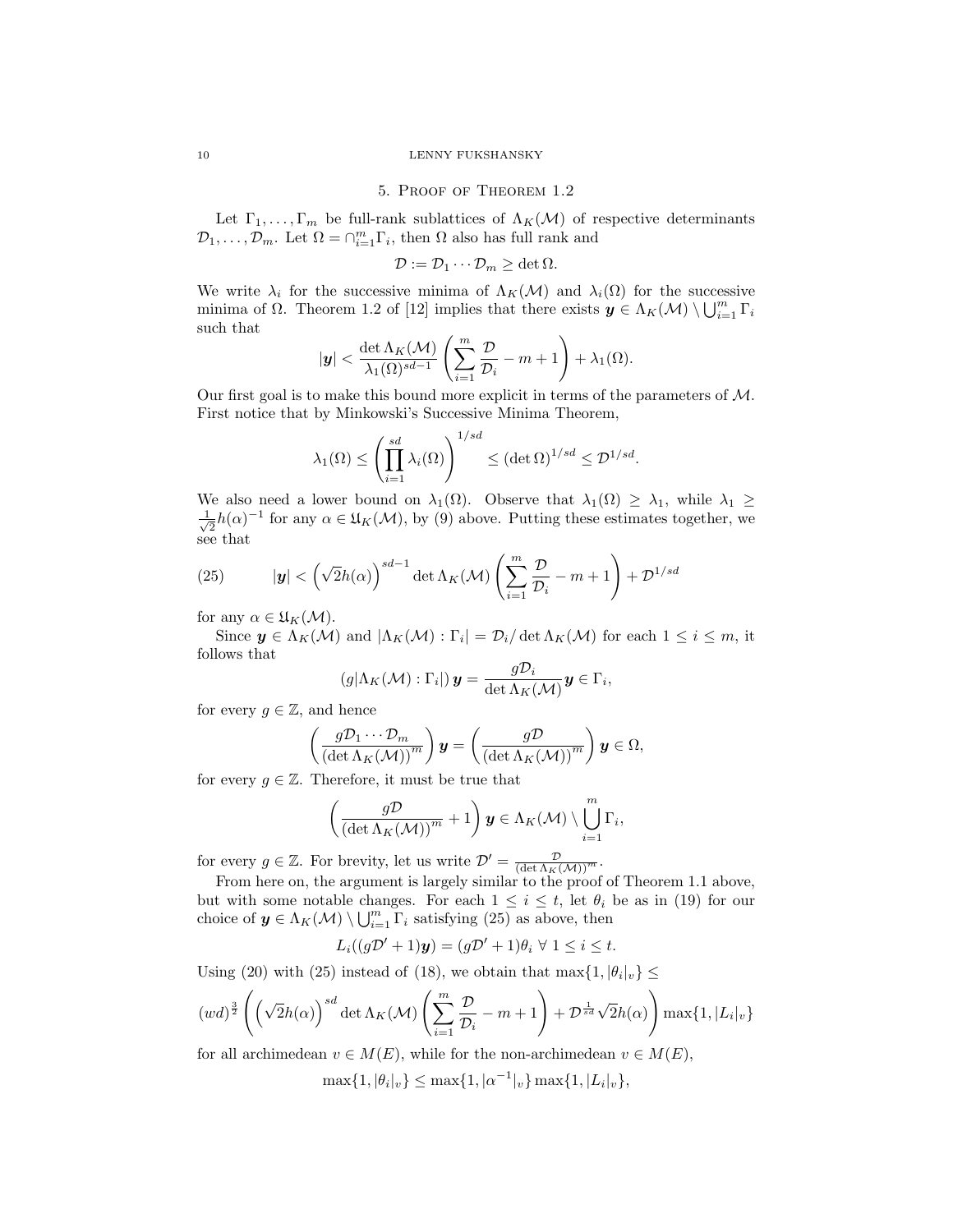## 5. Proof of Theorem 1.2

Let $\Gamma_1, \dots, \Gamma_m$ be full-rank sublattices of $\Lambda_K(\mathcal{M})$ of respective determinants $\mathcal{D}_1, \dots, \mathcal{D}_m$. Let $\Omega = \cap_{i=1}^m \Gamma_i$, then $\Omega$ also has full rank and

$$\mathcal{D} := \mathcal{D}_1 \cdots \mathcal{D}_m \geq \det \Omega.$$

We write $\lambda_i$ for the successive minima of $\Lambda_K(\mathcal{M})$ and $\lambda_i(\Omega)$ for the successive minima of $\Omega$. Theorem 1.2 of [12] implies that there exists $\boldsymbol{y} \in \Lambda_K(\mathcal{M}) \setminus \bigcup_{i=1}^m \Gamma_i$ such that

$$|\boldsymbol{y}| < \frac{\det \Lambda_K(\mathcal{M})}{\lambda_1(\Omega)^{sd-1}} \left( \sum_{i=1}^m \frac{\mathcal{D}}{\mathcal{D}_i} - m + 1 \right) + \lambda_1(\Omega).$$

Our first goal is to make this bound more explicit in terms of the parameters of $\mathcal{M}$. First notice that by Minkowski's Successive Minima Theorem,

$$\lambda_1(\Omega) \leq \left( \prod_{i=1}^{sd} \lambda_i(\Omega) \right)^{1/sd} \leq (\det \Omega)^{1/sd} \leq \mathcal{D}^{1/sd}.$$

We also need a lower bound on $\lambda_1(\Omega)$. Observe that $\lambda_1(\Omega) \geq \lambda_1$, while $\lambda_1 \geq \frac{1}{\sqrt{2}} h(\alpha)^{-1}$ for any $\alpha \in \mathfrak{U}_K(\mathcal{M})$, by (9) above. Putting these estimates together, we see that

$$|\boldsymbol{y}| < \left(\sqrt{2} h(\alpha)\right)^{sd-1} \det \Lambda_K(\mathcal{M}) \left( \sum_{i=1}^m \frac{\mathcal{D}}{\mathcal{D}_i} - m + 1 \right) + \mathcal{D}^{1/sd} \tag{25}$$

for any $\alpha \in \mathfrak{U}_K(\mathcal{M})$.

Since $\boldsymbol{y} \in \Lambda_K(\mathcal{M})$ and $|\Lambda_K(\mathcal{M}) : \Gamma_i| = \mathcal{D}_i / \det \Lambda_K(\mathcal{M})$ for each $1 \leq i \leq m$, it follows that

$$(g|\Lambda_K(\mathcal{M}) : \Gamma_i|)\, \boldsymbol{y} = \frac{g\mathcal{D}_i}{\det \Lambda_K(\mathcal{M})} \boldsymbol{y} \in \Gamma_i,$$

for every $g \in \mathbb{Z}$, and hence

$$\left( \frac{g\mathcal{D}_1 \cdots \mathcal{D}_m}{(\det \Lambda_K(\mathcal{M}))^m} \right) \boldsymbol{y} = \left( \frac{g\mathcal{D}}{(\det \Lambda_K(\mathcal{M}))^m} \right) \boldsymbol{y} \in \Omega,$$

for every $g \in \mathbb{Z}$. Therefore, it must be true that

$$\left( \frac{g\mathcal{D}}{(\det \Lambda_K(\mathcal{M}))^m} + 1 \right) \boldsymbol{y} \in \Lambda_K(\mathcal{M}) \setminus \bigcup_{i=1}^m \Gamma_i,$$

for every $g \in \mathbb{Z}$. For brevity, let us write $\mathcal{D}' = \frac{\mathcal{D}}{(\det \Lambda_K(\mathcal{M}))^m}$.

From here on, the argument is largely similar to the proof of Theorem 1.1 above, but with some notable changes. For each $1 \leq i \leq t$, let $\theta_i$ be as in (19) for our choice of $\boldsymbol{y} \in \Lambda_K(\mathcal{M}) \setminus \bigcup_{i=1}^m \Gamma_i$ satisfying (25) as above, then

$$L_i((g\mathcal{D}' + 1)\boldsymbol{y}) = (g\mathcal{D}' + 1)\theta_i \ \forall\ 1 \leq i \leq t.$$

Using (20) with (25) instead of (18), we obtain that $\max\{1, |\theta_i|_v\} \leq$

$$(wd)^{\frac{3}{2}} \left( \left(\sqrt{2} h(\alpha)\right)^{sd} \det \Lambda_K(\mathcal{M}) \left( \sum_{i=1}^m \frac{\mathcal{D}}{\mathcal{D}_i} - m + 1 \right) + \mathcal{D}^{\frac{1}{sd}} \sqrt{2} h(\alpha) \right) \max\{1, |L_i|_v\}$$

for all archimedean $v \in M(E)$, while for the non-archimedean $v \in M(E)$,

$$\max\{1, |\theta_i|_v\} \leq \max\{1, |\alpha^{-1}|_v\} \max\{1, |L_i|_v\},$$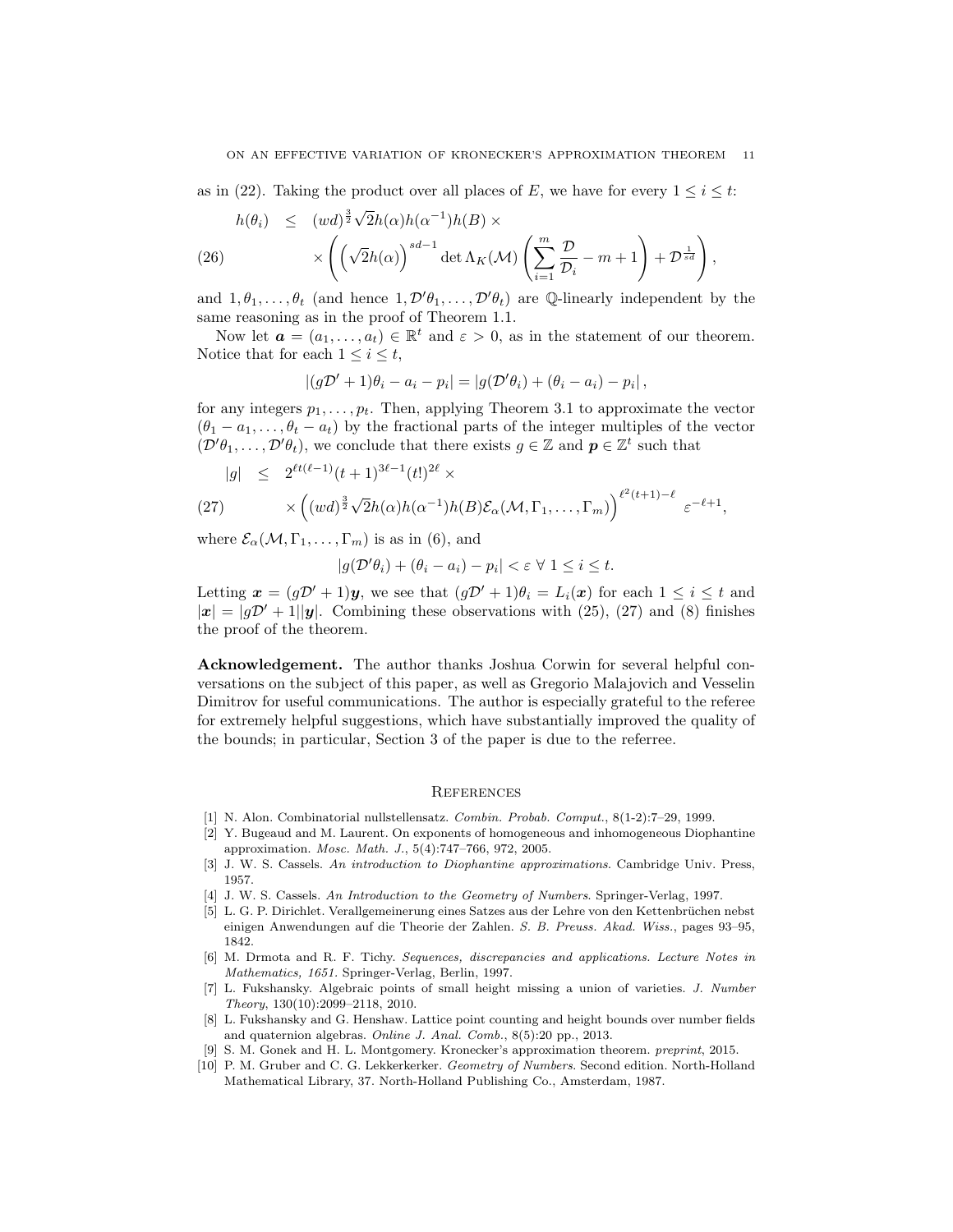as in (22). Taking the product over all places of $E$, we have for every $1 \leq i \leq t$:

$$
\begin{aligned}
h(\theta_i) \quad &\leq \quad (wd)^{\frac{3}{2}} \sqrt{2} h(\alpha) h(\alpha^{-1}) h(B) \times \\
&\times \left( \left( \sqrt{2} h(\alpha) \right)^{sd-1} \det \Lambda_K(\mathcal{M}) \left( \sum_{i=1}^{m} \frac{\mathcal{D}}{\mathcal{D}_i} - m + 1 \right) + \mathcal{D}^{\frac{1}{sd}} \right),
\end{aligned} \tag{26}
$$

and $1, \theta_1, \dots, \theta_t$ (and hence $1, \mathcal{D}'\theta_1, \dots, \mathcal{D}'\theta_t$) are $\mathbb{Q}$-linearly independent by the same reasoning as in the proof of Theorem 1.1.

Now let $\boldsymbol{a} = (a_1, \dots, a_t) \in \mathbb{R}^t$ and $\varepsilon > 0$, as in the statement of our theorem. Notice that for each $1 \leq i \leq t$,

$$
|(g\mathcal{D}' + 1)\theta_i - a_i - p_i| = |g(\mathcal{D}'\theta_i) + (\theta_i - a_i) - p_i|,
$$

for any integers $p_1, \dots, p_t$. Then, applying Theorem 3.1 to approximate the vector $(\theta_1 - a_1, \dots, \theta_t - a_t)$ by the fractional parts of the integer multiples of the vector $(\mathcal{D}'\theta_1, \dots, \mathcal{D}'\theta_t)$, we conclude that there exists $g \in \mathbb{Z}$ and $\boldsymbol{p} \in \mathbb{Z}^t$ such that

$$
\begin{aligned}
|g| \quad &\leq \quad 2^{\ell t(\ell-1)} (t+1)^{3\ell-1} (t!)^{2\ell} \times \\
&\times \left( (wd)^{\frac{3}{2}} \sqrt{2} h(\alpha) h(\alpha^{-1}) h(B) \mathcal{E}_\alpha(\mathcal{M}, \Gamma_1, \dots, \Gamma_m) \right)^{\ell^2(t+1)-\ell} \varepsilon^{-\ell+1},
\end{aligned} \tag{27}
$$

where $\mathcal{E}_\alpha(\mathcal{M}, \Gamma_1, \dots, \Gamma_m)$ is as in (6), and

$$
|g(\mathcal{D}'\theta_i) + (\theta_i - a_i) - p_i| < \varepsilon \ \forall\ 1 \leq i \leq t.
$$

Letting $\boldsymbol{x} = (g\mathcal{D}' + 1)\boldsymbol{y}$, we see that $(g\mathcal{D}' + 1)\theta_i = L_i(\boldsymbol{x})$ for each $1 \leq i \leq t$ and $|\boldsymbol{x}| = |g\mathcal{D}' + 1||\boldsymbol{y}|$. Combining these observations with (25), (27) and (8) finishes the proof of the theorem.

**Acknowledgement.** The author thanks Joshua Corwin for several helpful conversations on the subject of this paper, as well as Gregorio Malajovich and Vesselin Dimitrov for useful communications. The author is especially grateful to the referee for extremely helpful suggestions, which have substantially improved the quality of the bounds; in particular, Section 3 of the paper is due to the referree.

## References

[1] N. Alon. Combinatorial nullstellensatz. *Combin. Probab. Comput.*, 8(1-2):7–29, 1999.

[2] Y. Bugeaud and M. Laurent. On exponents of homogeneous and inhomogeneous Diophantine approximation. *Mosc. Math. J.*, 5(4):747–766, 972, 2005.

[3] J. W. S. Cassels. *An introduction to Diophantine approximations*. Cambridge Univ. Press, 1957.

[4] J. W. S. Cassels. *An Introduction to the Geometry of Numbers*. Springer-Verlag, 1997.

[5] L. G. P. Dirichlet. Verallgemeinerung eines Satzes aus der Lehre von den Kettenbrüchen nebst einigen Anwendungen auf die Theorie der Zahlen. *S. B. Preuss. Akad. Wiss.*, pages 93–95, 1842.

[6] M. Drmota and R. F. Tichy. *Sequences, discrepancies and applications. Lecture Notes in Mathematics, 1651*. Springer-Verlag, Berlin, 1997.

[7] L. Fukshansky. Algebraic points of small height missing a union of varieties. *J. Number Theory*, 130(10):2099–2118, 2010.

[8] L. Fukshansky and G. Henshaw. Lattice point counting and height bounds over number fields and quaternion algebras. *Online J. Anal. Comb.*, 8(5):20 pp., 2013.

[9] S. M. Gonek and H. L. Montgomery. Kronecker's approximation theorem. *preprint*, 2015.

[10] P. M. Gruber and C. G. Lekkerkerker. *Geometry of Numbers*. Second edition. North-Holland Mathematical Library, 37. North-Holland Publishing Co., Amsterdam, 1987.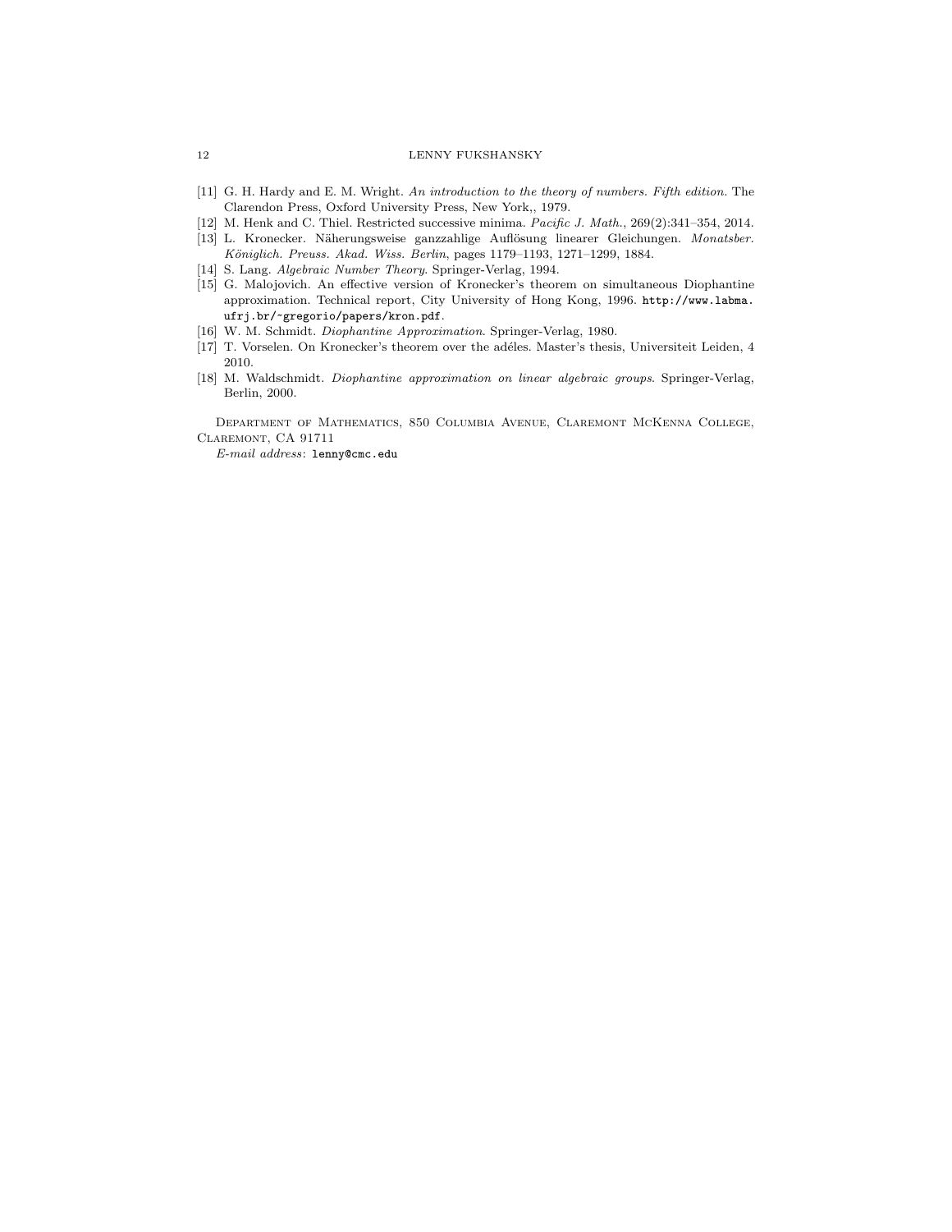[11] G. H. Hardy and E. M. Wright. *An introduction to the theory of numbers. Fifth edition.* The Clarendon Press, Oxford University Press, New York,, 1979.

[12] M. Henk and C. Thiel. Restricted successive minima. *Pacific J. Math.*, 269(2):341–354, 2014.

[13] L. Kronecker. Näherungsweise ganzzahlige Auflösung linearer Gleichungen. *Monatsber. Königlich. Preuss. Akad. Wiss. Berlin*, pages 1179–1193, 1271–1299, 1884.

[14] S. Lang. *Algebraic Number Theory*. Springer-Verlag, 1994.

[15] G. Malojovich. An effective version of Kronecker's theorem on simultaneous Diophantine approximation. Technical report, City University of Hong Kong, 1996. `http://www.labma.ufrj.br/~gregorio/papers/kron.pdf`.

[16] W. M. Schmidt. *Diophantine Approximation*. Springer-Verlag, 1980.

[17] T. Vorselen. On Kronecker's theorem over the adéles. Master's thesis, Universiteit Leiden, 4 2010.

[18] M. Waldschmidt. *Diophantine approximation on linear algebraic groups*. Springer-Verlag, Berlin, 2000.

Department of Mathematics, 850 Columbia Avenue, Claremont McKenna College, Claremont, CA 91711

*E-mail address*: `lenny@cmc.edu`